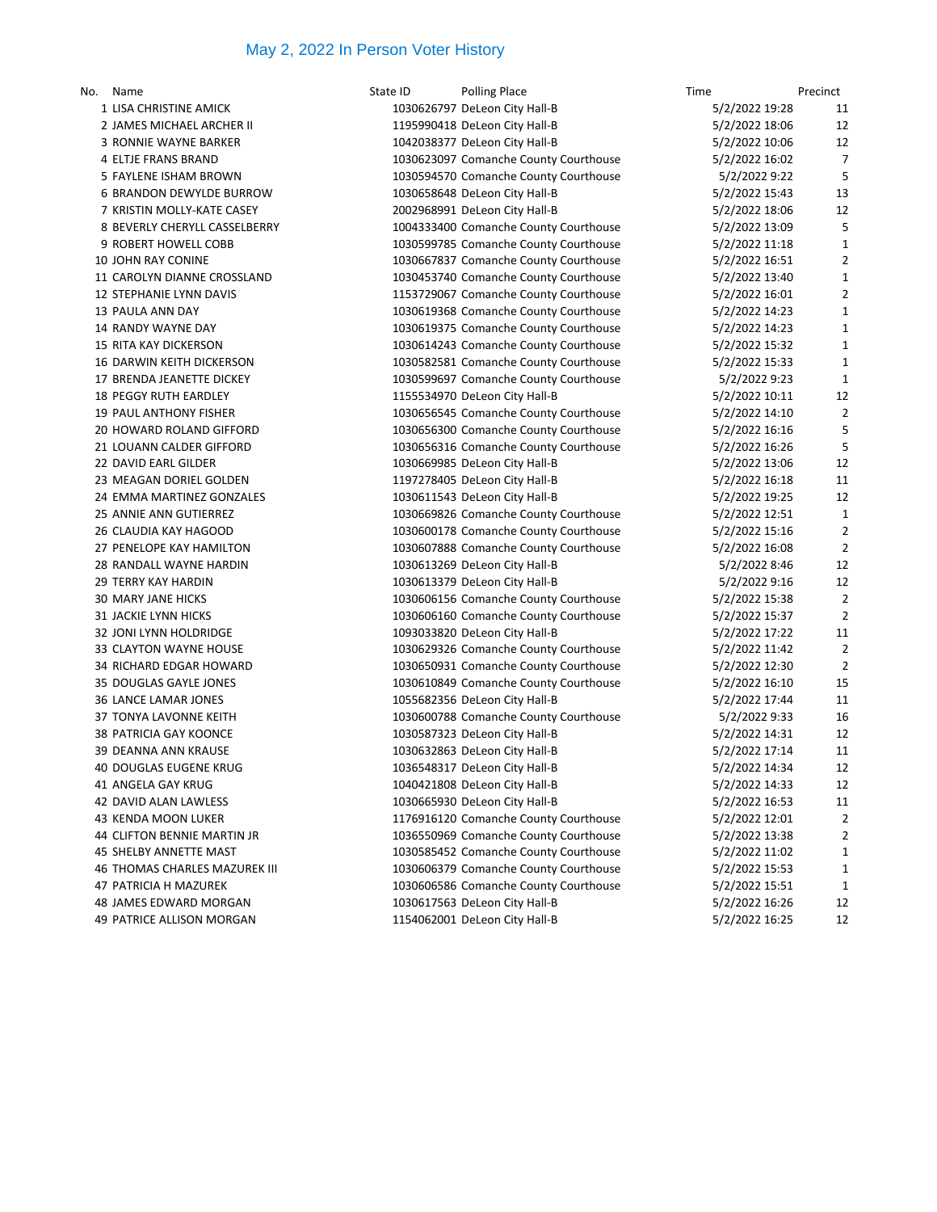# May 2, 2022 In Person Voter History

| No. | Name | State ID | Polling Place | Time | Precinct |
|---|---|---|---|---|---|
| 1 | LISA CHRISTINE AMICK | 1030626797 | DeLeon City Hall-B | 5/2/2022 19:28 | 11 |
| 2 | JAMES MICHAEL ARCHER II | 1195990418 | DeLeon City Hall-B | 5/2/2022 18:06 | 12 |
| 3 | RONNIE WAYNE BARKER | 1042038377 | DeLeon City Hall-B | 5/2/2022 10:06 | 12 |
| 4 | ELTJE FRANS BRAND | 1030623097 | Comanche County Courthouse | 5/2/2022 16:02 | 7 |
| 5 | FAYLENE ISHAM BROWN | 1030594570 | Comanche County Courthouse | 5/2/2022 9:22 | 5 |
| 6 | BRANDON DEWYLDE BURROW | 1030658648 | DeLeon City Hall-B | 5/2/2022 15:43 | 13 |
| 7 | KRISTIN MOLLY-KATE CASEY | 2002968991 | DeLeon City Hall-B | 5/2/2022 18:06 | 12 |
| 8 | BEVERLY CHERYLL CASSELBERRY | 1004333400 | Comanche County Courthouse | 5/2/2022 13:09 | 5 |
| 9 | ROBERT HOWELL COBB | 1030599785 | Comanche County Courthouse | 5/2/2022 11:18 | 1 |
| 10 | JOHN RAY CONINE | 1030667837 | Comanche County Courthouse | 5/2/2022 16:51 | 2 |
| 11 | CAROLYN DIANNE CROSSLAND | 1030453740 | Comanche County Courthouse | 5/2/2022 13:40 | 1 |
| 12 | STEPHANIE LYNN DAVIS | 1153729067 | Comanche County Courthouse | 5/2/2022 16:01 | 2 |
| 13 | PAULA ANN DAY | 1030619368 | Comanche County Courthouse | 5/2/2022 14:23 | 1 |
| 14 | RANDY WAYNE DAY | 1030619375 | Comanche County Courthouse | 5/2/2022 14:23 | 1 |
| 15 | RITA KAY DICKERSON | 1030614243 | Comanche County Courthouse | 5/2/2022 15:32 | 1 |
| 16 | DARWIN KEITH DICKERSON | 1030582581 | Comanche County Courthouse | 5/2/2022 15:33 | 1 |
| 17 | BRENDA JEANETTE DICKEY | 1030599697 | Comanche County Courthouse | 5/2/2022 9:23 | 1 |
| 18 | PEGGY RUTH EARDLEY | 1155534970 | DeLeon City Hall-B | 5/2/2022 10:11 | 12 |
| 19 | PAUL ANTHONY FISHER | 1030656545 | Comanche County Courthouse | 5/2/2022 14:10 | 2 |
| 20 | HOWARD ROLAND GIFFORD | 1030656300 | Comanche County Courthouse | 5/2/2022 16:16 | 5 |
| 21 | LOUANN CALDER GIFFORD | 1030656316 | Comanche County Courthouse | 5/2/2022 16:26 | 5 |
| 22 | DAVID EARL GILDER | 1030669985 | DeLeon City Hall-B | 5/2/2022 13:06 | 12 |
| 23 | MEAGAN DORIEL GOLDEN | 1197278405 | DeLeon City Hall-B | 5/2/2022 16:18 | 11 |
| 24 | EMMA MARTINEZ GONZALES | 1030611543 | DeLeon City Hall-B | 5/2/2022 19:25 | 12 |
| 25 | ANNIE ANN GUTIERREZ | 1030669826 | Comanche County Courthouse | 5/2/2022 12:51 | 1 |
| 26 | CLAUDIA KAY HAGOOD | 1030600178 | Comanche County Courthouse | 5/2/2022 15:16 | 2 |
| 27 | PENELOPE KAY HAMILTON | 1030607888 | Comanche County Courthouse | 5/2/2022 16:08 | 2 |
| 28 | RANDALL WAYNE HARDIN | 1030613269 | DeLeon City Hall-B | 5/2/2022 8:46 | 12 |
| 29 | TERRY KAY HARDIN | 1030613379 | DeLeon City Hall-B | 5/2/2022 9:16 | 12 |
| 30 | MARY JANE HICKS | 1030606156 | Comanche County Courthouse | 5/2/2022 15:38 | 2 |
| 31 | JACKIE LYNN HICKS | 1030606160 | Comanche County Courthouse | 5/2/2022 15:37 | 2 |
| 32 | JONI LYNN HOLDRIDGE | 1093033820 | DeLeon City Hall-B | 5/2/2022 17:22 | 11 |
| 33 | CLAYTON WAYNE HOUSE | 1030629326 | Comanche County Courthouse | 5/2/2022 11:42 | 2 |
| 34 | RICHARD EDGAR HOWARD | 1030650931 | Comanche County Courthouse | 5/2/2022 12:30 | 2 |
| 35 | DOUGLAS GAYLE JONES | 1030610849 | Comanche County Courthouse | 5/2/2022 16:10 | 15 |
| 36 | LANCE LAMAR JONES | 1055682356 | DeLeon City Hall-B | 5/2/2022 17:44 | 11 |
| 37 | TONYA LAVONNE KEITH | 1030600788 | Comanche County Courthouse | 5/2/2022 9:33 | 16 |
| 38 | PATRICIA GAY KOONCE | 1030587323 | DeLeon City Hall-B | 5/2/2022 14:31 | 12 |
| 39 | DEANNA ANN KRAUSE | 1030632863 | DeLeon City Hall-B | 5/2/2022 17:14 | 11 |
| 40 | DOUGLAS EUGENE KRUG | 1036548317 | DeLeon City Hall-B | 5/2/2022 14:34 | 12 |
| 41 | ANGELA GAY KRUG | 1040421808 | DeLeon City Hall-B | 5/2/2022 14:33 | 12 |
| 42 | DAVID ALAN LAWLESS | 1030665930 | DeLeon City Hall-B | 5/2/2022 16:53 | 11 |
| 43 | KENDA MOON LUKER | 1176916120 | Comanche County Courthouse | 5/2/2022 12:01 | 2 |
| 44 | CLIFTON BENNIE MARTIN JR | 1036550969 | Comanche County Courthouse | 5/2/2022 13:38 | 2 |
| 45 | SHELBY ANNETTE MAST | 1030585452 | Comanche County Courthouse | 5/2/2022 11:02 | 1 |
| 46 | THOMAS CHARLES MAZUREK III | 1030606379 | Comanche County Courthouse | 5/2/2022 15:53 | 1 |
| 47 | PATRICIA H MAZUREK | 1030606586 | Comanche County Courthouse | 5/2/2022 15:51 | 1 |
| 48 | JAMES EDWARD MORGAN | 1030617563 | DeLeon City Hall-B | 5/2/2022 16:26 | 12 |
| 49 | PATRICE ALLISON MORGAN | 1154062001 | DeLeon City Hall-B | 5/2/2022 16:25 | 12 |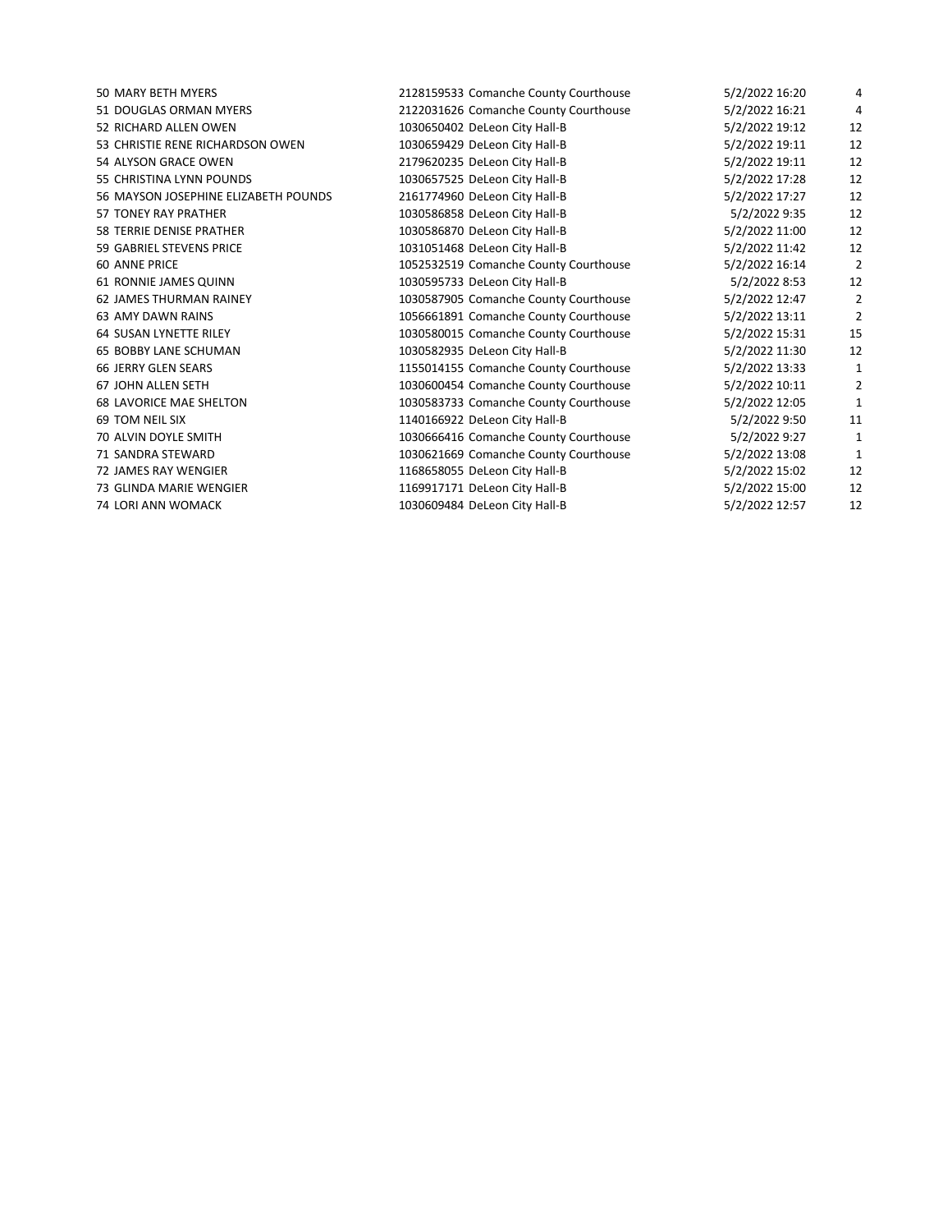| | | | | | |
|---|---|---|---|---|---|
| 50 | MARY BETH MYERS | 2128159533 | Comanche County Courthouse | 5/2/2022 16:20 | 4 |
| 51 | DOUGLAS ORMAN MYERS | 2122031626 | Comanche County Courthouse | 5/2/2022 16:21 | 4 |
| 52 | RICHARD ALLEN OWEN | 1030650402 | DeLeon City Hall-B | 5/2/2022 19:12 | 12 |
| 53 | CHRISTIE RENE RICHARDSON OWEN | 1030659429 | DeLeon City Hall-B | 5/2/2022 19:11 | 12 |
| 54 | ALYSON GRACE OWEN | 2179620235 | DeLeon City Hall-B | 5/2/2022 19:11 | 12 |
| 55 | CHRISTINA LYNN POUNDS | 1030657525 | DeLeon City Hall-B | 5/2/2022 17:28 | 12 |
| 56 | MAYSON JOSEPHINE ELIZABETH POUNDS | 2161774960 | DeLeon City Hall-B | 5/2/2022 17:27 | 12 |
| 57 | TONEY RAY PRATHER | 1030586858 | DeLeon City Hall-B | 5/2/2022 9:35 | 12 |
| 58 | TERRIE DENISE PRATHER | 1030586870 | DeLeon City Hall-B | 5/2/2022 11:00 | 12 |
| 59 | GABRIEL STEVENS PRICE | 1031051468 | DeLeon City Hall-B | 5/2/2022 11:42 | 12 |
| 60 | ANNE PRICE | 1052532519 | Comanche County Courthouse | 5/2/2022 16:14 | 2 |
| 61 | RONNIE JAMES QUINN | 1030595733 | DeLeon City Hall-B | 5/2/2022 8:53 | 12 |
| 62 | JAMES THURMAN RAINEY | 1030587905 | Comanche County Courthouse | 5/2/2022 12:47 | 2 |
| 63 | AMY DAWN RAINS | 1056661891 | Comanche County Courthouse | 5/2/2022 13:11 | 2 |
| 64 | SUSAN LYNETTE RILEY | 1030580015 | Comanche County Courthouse | 5/2/2022 15:31 | 15 |
| 65 | BOBBY LANE SCHUMAN | 1030582935 | DeLeon City Hall-B | 5/2/2022 11:30 | 12 |
| 66 | JERRY GLEN SEARS | 1155014155 | Comanche County Courthouse | 5/2/2022 13:33 | 1 |
| 67 | JOHN ALLEN SETH | 1030600454 | Comanche County Courthouse | 5/2/2022 10:11 | 2 |
| 68 | LAVORICE MAE SHELTON | 1030583733 | Comanche County Courthouse | 5/2/2022 12:05 | 1 |
| 69 | TOM NEIL SIX | 1140166922 | DeLeon City Hall-B | 5/2/2022 9:50 | 11 |
| 70 | ALVIN DOYLE SMITH | 1030666416 | Comanche County Courthouse | 5/2/2022 9:27 | 1 |
| 71 | SANDRA STEWARD | 1030621669 | Comanche County Courthouse | 5/2/2022 13:08 | 1 |
| 72 | JAMES RAY WENGIER | 1168658055 | DeLeon City Hall-B | 5/2/2022 15:02 | 12 |
| 73 | GLINDA MARIE WENGIER | 1169917171 | DeLeon City Hall-B | 5/2/2022 15:00 | 12 |
| 74 | LORI ANN WOMACK | 1030609484 | DeLeon City Hall-B | 5/2/2022 12:57 | 12 |